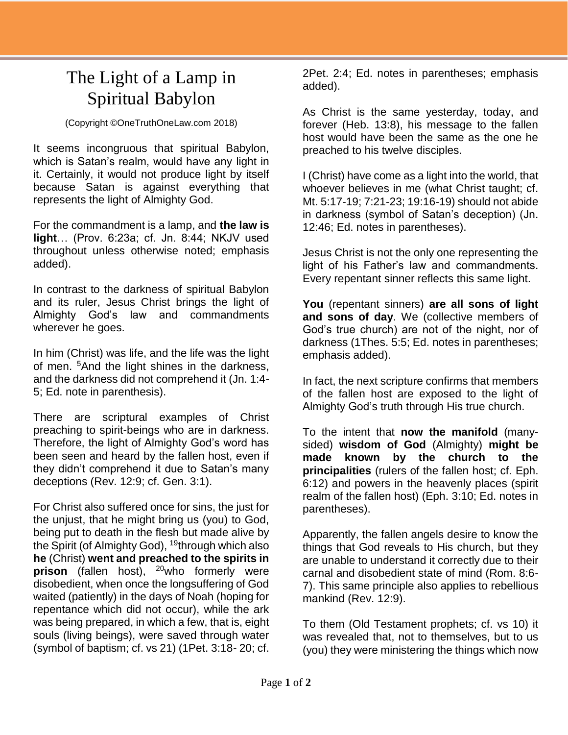# The Light of a Lamp in Spiritual Babylon

(Copyright ©OneTruthOneLaw.com 2018)

It seems incongruous that spiritual Babylon, which is Satan's realm, would have any light in it. Certainly, it would not produce light by itself because Satan is against everything that represents the light of Almighty God.

For the commandment is a lamp, and **the law is light**… (Prov. 6:23a; cf. Jn. 8:44; NKJV used throughout unless otherwise noted; emphasis added).

In contrast to the darkness of spiritual Babylon and its ruler, Jesus Christ brings the light of Almighty God's law and commandments wherever he goes.

In him (Christ) was life, and the life was the light of men. [5]And the light shines in the darkness, and the darkness did not comprehend it (Jn. 1:4-5; Ed. note in parenthesis).

There are scriptural examples of Christ preaching to spirit-beings who are in darkness. Therefore, the light of Almighty God's word has been seen and heard by the fallen host, even if they didn't comprehend it due to Satan's many deceptions (Rev. 12:9; cf. Gen. 3:1).

For Christ also suffered once for sins, the just for the unjust, that he might bring us (you) to God, being put to death in the flesh but made alive by the Spirit (of Almighty God), [19]through which also **he** (Christ) **went and preached to the spirits in prison** (fallen host), [20]who formerly were disobedient, when once the longsuffering of God waited (patiently) in the days of Noah (hoping for repentance which did not occur), while the ark was being prepared, in which a few, that is, eight souls (living beings), were saved through water (symbol of baptism; cf. vs 21) (1Pet. 3:18- 20; cf. 2Pet. 2:4; Ed. notes in parentheses; emphasis added).

As Christ is the same yesterday, today, and forever (Heb. 13:8), his message to the fallen host would have been the same as the one he preached to his twelve disciples.

I (Christ) have come as a light into the world, that whoever believes in me (what Christ taught; cf. Mt. 5:17-19; 7:21-23; 19:16-19) should not abide in darkness (symbol of Satan's deception) (Jn. 12:46; Ed. notes in parentheses).

Jesus Christ is not the only one representing the light of his Father's law and commandments. Every repentant sinner reflects this same light.

**You** (repentant sinners) **are all sons of light and sons of day**. We (collective members of God's true church) are not of the night, nor of darkness (1Thes. 5:5; Ed. notes in parentheses; emphasis added).

In fact, the next scripture confirms that members of the fallen host are exposed to the light of Almighty God's truth through His true church.

To the intent that **now the manifold** (many-sided) **wisdom of God** (Almighty) **might be made known by the church to the principalities** (rulers of the fallen host; cf. Eph. 6:12) and powers in the heavenly places (spirit realm of the fallen host) (Eph. 3:10; Ed. notes in parentheses).

Apparently, the fallen angels desire to know the things that God reveals to His church, but they are unable to understand it correctly due to their carnal and disobedient state of mind (Rom. 8:6-7). This same principle also applies to rebellious mankind (Rev. 12:9).

To them (Old Testament prophets; cf. vs 10) it was revealed that, not to themselves, but to us (you) they were ministering the things which now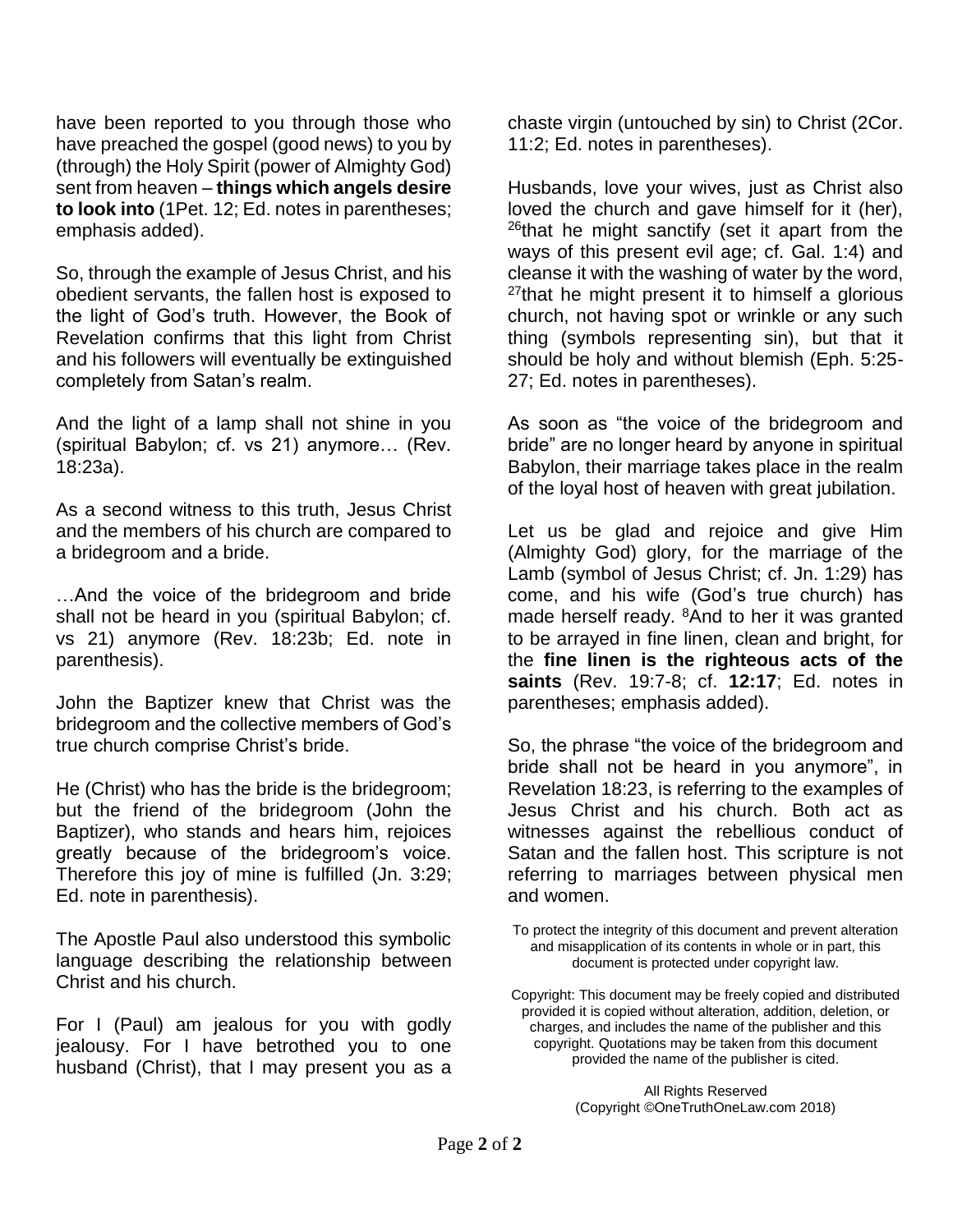have been reported to you through those who have preached the gospel (good news) to you by (through) the Holy Spirit (power of Almighty God) sent from heaven – **things which angels desire to look into** (1Pet. 12; Ed. notes in parentheses; emphasis added).

So, through the example of Jesus Christ, and his obedient servants, the fallen host is exposed to the light of God's truth. However, the Book of Revelation confirms that this light from Christ and his followers will eventually be extinguished completely from Satan's realm.

And the light of a lamp shall not shine in you (spiritual Babylon; cf. vs 21) anymore… (Rev. 18:23a).

As a second witness to this truth, Jesus Christ and the members of his church are compared to a bridegroom and a bride.

…And the voice of the bridegroom and bride shall not be heard in you (spiritual Babylon; cf. vs 21) anymore (Rev. 18:23b; Ed. note in parenthesis).

John the Baptizer knew that Christ was the bridegroom and the collective members of God's true church comprise Christ's bride.

He (Christ) who has the bride is the bridegroom; but the friend of the bridegroom (John the Baptizer), who stands and hears him, rejoices greatly because of the bridegroom's voice. Therefore this joy of mine is fulfilled (Jn. 3:29; Ed. note in parenthesis).

The Apostle Paul also understood this symbolic language describing the relationship between Christ and his church.

For I (Paul) am jealous for you with godly jealousy. For I have betrothed you to one husband (Christ), that I may present you as a chaste virgin (untouched by sin) to Christ (2Cor. 11:2; Ed. notes in parentheses).

Husbands, love your wives, just as Christ also loved the church and gave himself for it (her), [26]that he might sanctify (set it apart from the ways of this present evil age; cf. Gal. 1:4) and cleanse it with the washing of water by the word, [27]that he might present it to himself a glorious church, not having spot or wrinkle or any such thing (symbols representing sin), but that it should be holy and without blemish (Eph. 5:25-27; Ed. notes in parentheses).

As soon as "the voice of the bridegroom and bride" are no longer heard by anyone in spiritual Babylon, their marriage takes place in the realm of the loyal host of heaven with great jubilation.

Let us be glad and rejoice and give Him (Almighty God) glory, for the marriage of the Lamb (symbol of Jesus Christ; cf. Jn. 1:29) has come, and his wife (God's true church) has made herself ready. [8]And to her it was granted to be arrayed in fine linen, clean and bright, for the **fine linen is the righteous acts of the saints** (Rev. 19:7-8; cf. **12:17**; Ed. notes in parentheses; emphasis added).

So, the phrase "the voice of the bridegroom and bride shall not be heard in you anymore", in Revelation 18:23, is referring to the examples of Jesus Christ and his church. Both act as witnesses against the rebellious conduct of Satan and the fallen host. This scripture is not referring to marriages between physical men and women.

To protect the integrity of this document and prevent alteration and misapplication of its contents in whole or in part, this document is protected under copyright law.

Copyright: This document may be freely copied and distributed provided it is copied without alteration, addition, deletion, or charges, and includes the name of the publisher and this copyright. Quotations may be taken from this document provided the name of the publisher is cited.

All Rights Reserved
(Copyright ©OneTruthOneLaw.com 2018)